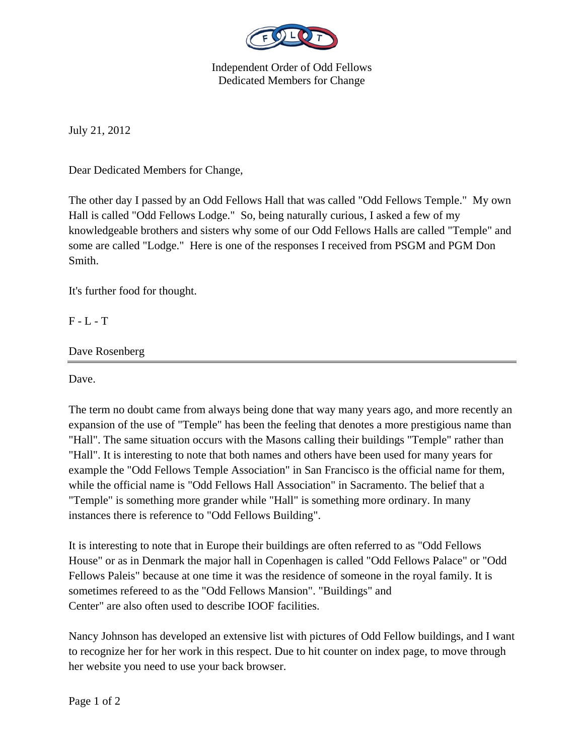Independent Order of Odd Fellows
Dedicated Members for Change

July 21, 2012

Dear Dedicated Members for Change,

The other day I passed by an Odd Fellows Hall that was called "Odd Fellows Temple." My own Hall is called "Odd Fellows Lodge." So, being naturally curious, I asked a few of my knowledgeable brothers and sisters why some of our Odd Fellows Halls are called "Temple" and some are called "Lodge." Here is one of the responses I received from PSGM and PGM Don Smith.

It's further food for thought.

F - L - T

Dave Rosenberg

---

Dave.

The term no doubt came from always being done that way many years ago, and more recently an expansion of the use of "Temple" has been the feeling that denotes a more prestigious name than "Hall". The same situation occurs with the Masons calling their buildings "Temple" rather than "Hall". It is interesting to note that both names and others have been used for many years for example the "Odd Fellows Temple Association" in San Francisco is the official name for them, while the official name is "Odd Fellows Hall Association" in Sacramento. The belief that a "Temple" is something more grander while "Hall" is something more ordinary. In many instances there is reference to "Odd Fellows Building".

It is interesting to note that in Europe their buildings are often referred to as "Odd Fellows House" or as in Denmark the major hall in Copenhagen is called "Odd Fellows Palace" or "Odd Fellows Paleis" because at one time it was the residence of someone in the royal family. It is sometimes refereed to as the "Odd Fellows Mansion". "Buildings" and Center" are also often used to describe IOOF facilities.

Nancy Johnson has developed an extensive list with pictures of Odd Fellow buildings, and I want to recognize her for her work in this respect. Due to hit counter on index page, to move through her website you need to use your back browser.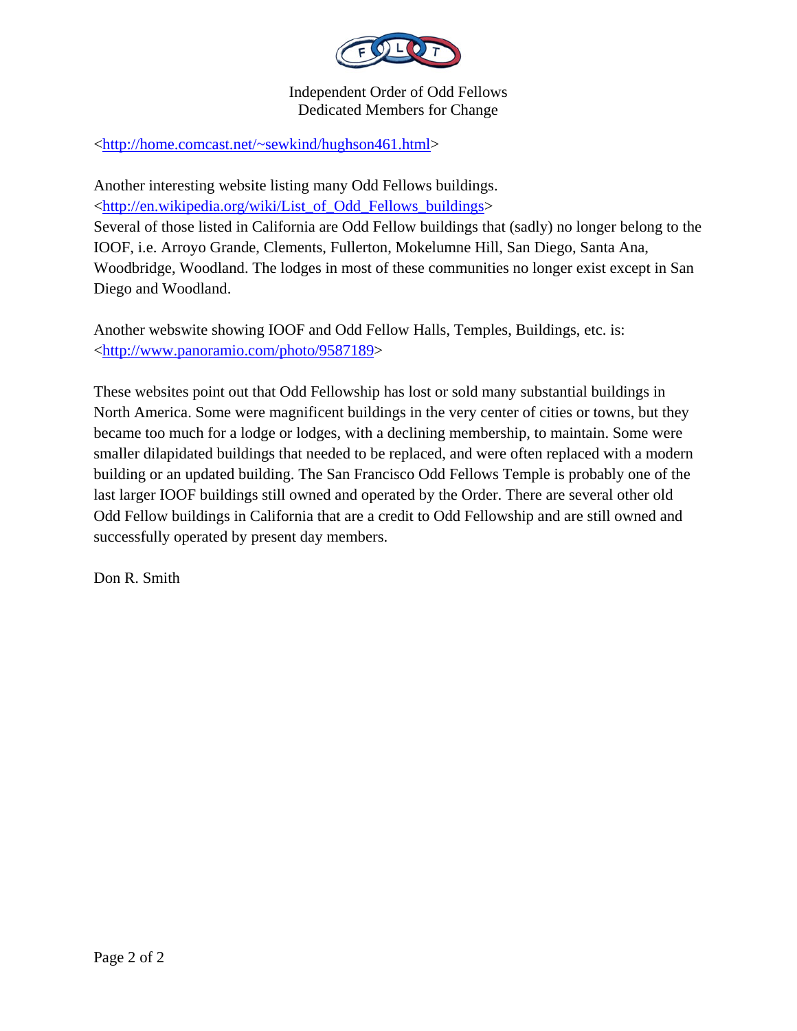Independent Order of Odd Fellows
Dedicated Members for Change

<http://home.comcast.net/~sewkind/hughson461.html>

Another interesting website listing many Odd Fellows buildings.
<http://en.wikipedia.org/wiki/List_of_Odd_Fellows_buildings>
Several of those listed in California are Odd Fellow buildings that (sadly) no longer belong to the IOOF, i.e. Arroyo Grande, Clements, Fullerton, Mokelumne Hill, San Diego, Santa Ana, Woodbridge, Woodland. The lodges in most of these communities no longer exist except in San Diego and Woodland.

Another webswite showing IOOF and Odd Fellow Halls, Temples, Buildings, etc. is:
<http://www.panoramio.com/photo/9587189>

These websites point out that Odd Fellowship has lost or sold many substantial buildings in North America. Some were magnificent buildings in the very center of cities or towns, but they became too much for a lodge or lodges, with a declining membership, to maintain. Some were smaller dilapidated buildings that needed to be replaced, and were often replaced with a modern building or an updated building. The San Francisco Odd Fellows Temple is probably one of the last larger IOOF buildings still owned and operated by the Order. There are several other old Odd Fellow buildings in California that are a credit to Odd Fellowship and are still owned and successfully operated by present day members.

Don R. Smith